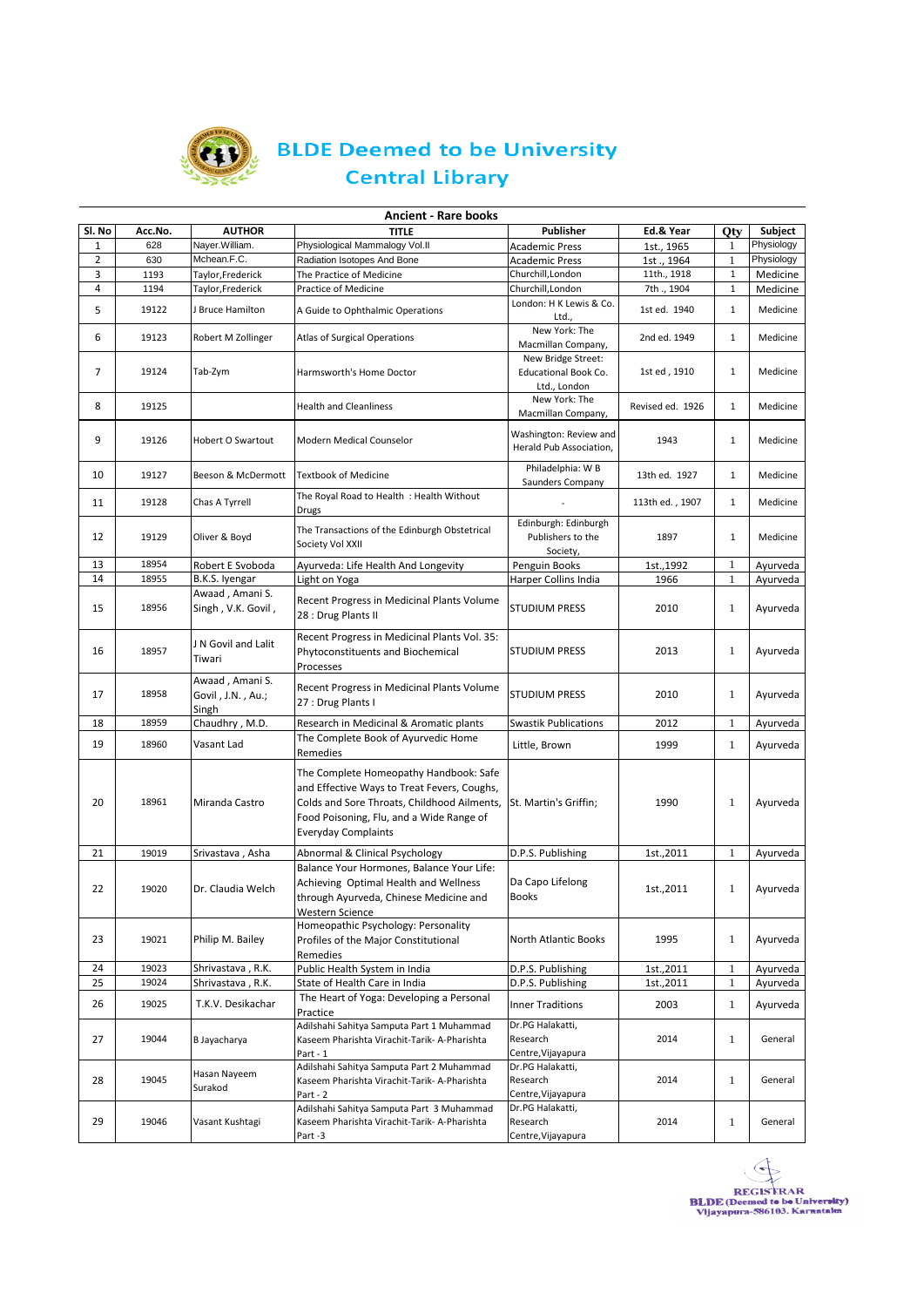# BLDE Deemed to be University
## Central Library

### Ancient - Rare books

| Sl. No | Acc.No. | AUTHOR | TITLE | Publisher | Ed.& Year | Qty | Subject |
|---|---|---|---|---|---|---|---|
| 1 | 628 | Nayer.William. | Physiological Mammalogy Vol.II | Academic Press | 1st., 1965 | 1 | Physiology |
| 2 | 630 | Mchean.F.C. | Radiation Isotopes And Bone | Academic Press | 1st ., 1964 | 1 | Physiology |
| 3 | 1193 | Taylor,Frederick | The Practice of Medicine | Churchill,London | 11th., 1918 | 1 | Medicine |
| 4 | 1194 | Taylor,Frederick | Practice of Medicine | Churchill,London | 7th ., 1904 | 1 | Medicine |
| 5 | 19122 | J Bruce Hamilton | A Guide to Ophthalmic Operations | London: H K Lewis & Co. Ltd., | 1st ed. 1940 | 1 | Medicine |
| 6 | 19123 | Robert M Zollinger | Atlas of Surgical Operations | New York: The Macmillan Company, | 2nd ed. 1949 | 1 | Medicine |
| 7 | 19124 | Tab-Zym | Harmsworth's Home Doctor | New Bridge Street: Educational Book Co. Ltd., London | 1st ed , 1910 | 1 | Medicine |
| 8 | 19125 | | Health and Cleanliness | New York: The Macmillan Company, | Revised ed. 1926 | 1 | Medicine |
| 9 | 19126 | Hobert O Swartout | Modern Medical Counselor | Washington: Review and Herald Pub Association, | 1943 | 1 | Medicine |
| 10 | 19127 | Beeson & McDermott | Textbook of Medicine | Philadelphia: W B Saunders Company | 13th ed. 1927 | 1 | Medicine |
| 11 | 19128 | Chas A Tyrrell | The Royal Road to Health : Health Without Drugs | - | 113th ed. , 1907 | 1 | Medicine |
| 12 | 19129 | Oliver & Boyd | The Transactions of the Edinburgh Obstetrical Society Vol XXII | Edinburgh: Edinburgh Publishers to the Society, | 1897 | 1 | Medicine |
| 13 | 18954 | Robert E Svoboda | Ayurveda: Life Health And Longevity | Penguin Books | 1st.,1992 | 1 | Ayurveda |
| 14 | 18955 | B.K.S. Iyengar | Light on Yoga | Harper Collins India | 1966 | 1 | Ayurveda |
| 15 | 18956 | Awaad , Amani S. Singh , V.K. Govil , | Recent Progress in Medicinal Plants Volume 28 : Drug Plants II | STUDIUM PRESS | 2010 | 1 | Ayurveda |
| 16 | 18957 | J N Govil and Lalit Tiwari | Recent Progress in Medicinal Plants Vol. 35: Phytoconstituents and Biochemical Processes | STUDIUM PRESS | 2013 | 1 | Ayurveda |
| 17 | 18958 | Awaad , Amani S. Govil , J.N. , Au.; Singh | Recent Progress in Medicinal Plants Volume 27 : Drug Plants I | STUDIUM PRESS | 2010 | 1 | Ayurveda |
| 18 | 18959 | Chaudhry , M.D. | Research in Medicinal & Aromatic plants | Swastik Publications | 2012 | 1 | Ayurveda |
| 19 | 18960 | Vasant Lad | The Complete Book of Ayurvedic Home Remedies | Little, Brown | 1999 | 1 | Ayurveda |
| 20 | 18961 | Miranda Castro | The Complete Homeopathy Handbook: Safe and Effective Ways to Treat Fevers, Coughs, Colds and Sore Throats, Childhood Ailments, Food Poisoning, Flu, and a Wide Range of Everyday Complaints | St. Martin's Griffin; | 1990 | 1 | Ayurveda |
| 21 | 19019 | Srivastava , Asha | Abnormal & Clinical Psychology | D.P.S. Publishing | 1st.,2011 | 1 | Ayurveda |
| 22 | 19020 | Dr. Claudia Welch | Balance Your Hormones, Balance Your Life: Achieving Optimal Health and Wellness through Ayurveda, Chinese Medicine and Western Science | Da Capo Lifelong Books | 1st.,2011 | 1 | Ayurveda |
| 23 | 19021 | Philip M. Bailey | Homeopathic Psychology: Personality Profiles of the Major Constitutional Remedies | North Atlantic Books | 1995 | 1 | Ayurveda |
| 24 | 19023 | Shrivastava , R.K. | Public Health System in India | D.P.S. Publishing | 1st.,2011 | 1 | Ayurveda |
| 25 | 19024 | Shrivastava , R.K. | State of Health Care in India | D.P.S. Publishing | 1st.,2011 | 1 | Ayurveda |
| 26 | 19025 | T.K.V. Desikachar | The Heart of Yoga: Developing a Personal Practice | Inner Traditions | 2003 | 1 | Ayurveda |
| 27 | 19044 | B Jayacharya | Adilshahi Sahitya Samputa Part 1 Muhammad Kaseem Pharishta Virachit-Tarik- A-Pharishta Part - 1 | Dr.PG Halakatti, Research Centre,Vijayapura | 2014 | 1 | General |
| 28 | 19045 | Hasan Nayeem Surakod | Adilshahi Sahitya Samputa Part 2 Muhammad Kaseem Pharishta Virachit-Tarik- A-Pharishta Part - 2 | Dr.PG Halakatti, Research Centre,Vijayapura | 2014 | 1 | General |
| 29 | 19046 | Vasant Kushtagi | Adilshahi Sahitya Samputa Part 3 Muhammad Kaseem Pharishta Virachit-Tarik- A-Pharishta Part -3 | Dr.PG Halakatti, Research Centre,Vijayapura | 2014 | 1 | General |

REGISTRAR
BLDE (Deemed to be University)
Vijayapura-586103. Karnataka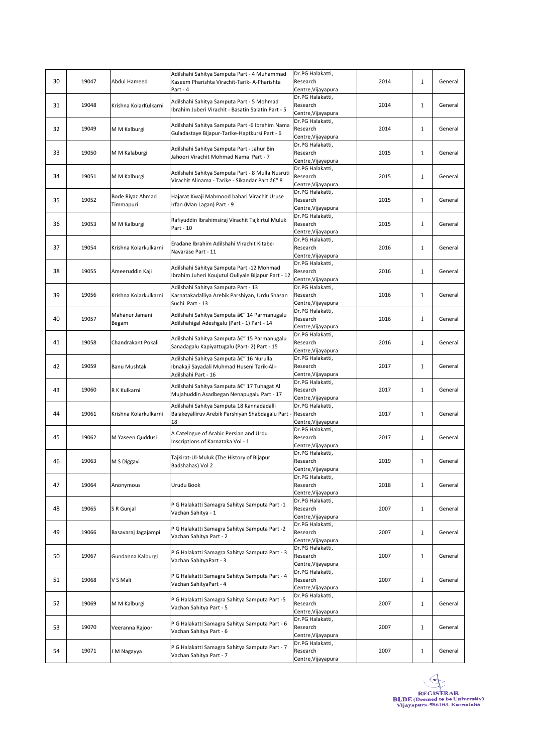| 30 | 19047 | Abdul Hameed | Adilshahi Sahitya Samputa Part - 4 Muhammad Kaseem Pharishta Virachit-Tarik- A-Pharishta Part - 4 | Dr.PG Halakatti, Research Centre,Vijayapura | 2014 | 1 | General |
|---|---|---|---|---|---|---|---|
| 31 | 19048 | Krishna KolarKulkarni | Adilshahi Sahitya Samputa Part - 5 Mohmad Ibrahim Juberi Virachit - Basatin Salatin Part - 5 | Dr.PG Halakatti, Research Centre,Vijayapura | 2014 | 1 | General |
| 32 | 19049 | M M Kalburgi | Adilshahi Sahitya Samputa Part -6 Ibrahim Nama Guladastaye Bijapur-Tarike-Haptkursi Part - 6 | Dr.PG Halakatti, Research Centre,Vijayapura | 2014 | 1 | General |
| 33 | 19050 | M M Kalaburgi | Adilshahi Sahitya Samputa Part - Jahur Bin Jahoori Virachit Mohmad Nama Part - 7 | Dr.PG Halakatti, Research Centre,Vijayapura | 2015 | 1 | General |
| 34 | 19051 | M M Kalburgi | Adilshahi Sahitya Samputa Part - 8 Mulla Nusruti Virachit Alinama - Tarike - Sikandar Part â€" 8 | Dr.PG Halakatti, Research Centre,Vijayapura | 2015 | 1 | General |
| 35 | 19052 | Bode Riyaz Ahmad Timmapuri | Hajarat Kwaji Mahmood bahari Virachit Uruse Irfan (Man Lagan) Part - 9 | Dr.PG Halakatti, Research Centre,Vijayapura | 2015 | 1 | General |
| 36 | 19053 | M M Kalburgi | Rafiyuddin Ibrahimsiraj Virachit Tajkirtul Muluk Part - 10 | Dr.PG Halakatti, Research Centre,Vijayapura | 2015 | 1 | General |
| 37 | 19054 | Krishna Kolarkulkarni | Eradane Ibrahim Adilshahi Virachit Kitabe-Navarase Part - 11 | Dr.PG Halakatti, Research Centre,Vijayapura | 2016 | 1 | General |
| 38 | 19055 | Ameeruddin Kaji | Adilshahi Sahitya Samputa Part -12 Mohmad Ibrahim Juheri Koujutul Ouliyale Bijapur Part - 12 | Dr.PG Halakatti, Research Centre,Vijayapura | 2016 | 1 | General |
| 39 | 19056 | Krishna Kolarkulkarni | Adilshahi Sahitya Samputa Part - 13 Karnatakadalliya Arebik Parshiyan, Urdu Shasan Suchi Part - 13 | Dr.PG Halakatti, Research Centre,Vijayapura | 2016 | 1 | General |
| 40 | 19057 | Mahanur Jamani Begam | Adilshahi Sahitya Samputa â€" 14 Parmanugalu Adilshahigal Adeshgalu (Part - 1) Part - 14 | Dr.PG Halakatti, Research Centre,Vijayapura | 2016 | 1 | General |
| 41 | 19058 | Chandrakant Pokali | Adilshahi Sahitya Samputa â€" 15 Parmanugalu Sanadagalu Kapiyattugalu (Part- 2) Part - 15 | Dr.PG Halakatti, Research Centre,Vijayapura | 2016 | 1 | General |
| 42 | 19059 | Banu Mushtak | Adilshahi Sahitya Samputa â€" 16 Nurulla Ibnakaji Sayadali Muhmad Huseni Tarik-Ali-Adilshahi Part - 16 | Dr.PG Halakatti, Research Centre,Vijayapura | 2017 | 1 | General |
| 43 | 19060 | R K Kulkarni | Adilshahi Sahitya Samputa â€" 17 Tuhagat Al Mujahuddin Asadbegan Nenapugalu Part - 17 | Dr.PG Halakatti, Research Centre,Vijayapura | 2017 | 1 | General |
| 44 | 19061 | Krishna Kolarkulkarni | Adilshahi Sahitya Samputa 18 Kannadadalli Balakeyalliruv Arebik Parshiyan Shabdagalu Part - 18 | Dr.PG Halakatti, Research Centre,Vijayapura | 2017 | 1 | General |
| 45 | 19062 | M Yaseen Quddusi | A Catelogue of Arabic Persian and Urdu Inscriptions of Karnataka Vol - 1 | Dr.PG Halakatti, Research Centre,Vijayapura | 2017 | 1 | General |
| 46 | 19063 | M S Diggavi | Tajkirat-Ul-Muluk (The History of Bijapur Badshahas) Vol 2 | Dr.PG Halakatti, Research Centre,Vijayapura | 2019 | 1 | General |
| 47 | 19064 | Anonymous | Urudu Book | Dr.PG Halakatti, Research Centre,Vijayapura | 2018 | 1 | General |
| 48 | 19065 | S R Gunjal | P G Halakatti Samagra Sahitya Samputa Part -1 Vachan Sahitya - 1 | Dr.PG Halakatti, Research Centre,Vijayapura | 2007 | 1 | General |
| 49 | 19066 | Basavaraj Jagajampi | P G Halakatti Samagra Sahitya Samputa Part -2 Vachan Sahitya Part - 2 | Dr.PG Halakatti, Research Centre,Vijayapura | 2007 | 1 | General |
| 50 | 19067 | Gundanna Kalburgi | P G Halakatti Samagra Sahitya Samputa Part - 3 Vachan SahityaPart - 3 | Dr.PG Halakatti, Research Centre,Vijayapura | 2007 | 1 | General |
| 51 | 19068 | V S Mali | P G Halakatti Samagra Sahitya Samputa Part - 4 Vachan SahityaPart - 4 | Dr.PG Halakatti, Research Centre,Vijayapura | 2007 | 1 | General |
| 52 | 19069 | M M Kalburgi | P G Halakatti Samagra Sahitya Samputa Part -5 Vachan Sahitya Part - 5 | Dr.PG Halakatti, Research Centre,Vijayapura | 2007 | 1 | General |
| 53 | 19070 | Veeranna Rajoor | P G Halakatti Samagra Sahitya Samputa Part - 6 Vachan Sahitya Part - 6 | Dr.PG Halakatti, Research Centre,Vijayapura | 2007 | 1 | General |
| 54 | 19071 | J M Nagayya | P G Halakatti Samagra Sahitya Samputa Part - 7 Vachan Sahitya Part - 7 | Dr.PG Halakatti, Research Centre,Vijayapura | 2007 | 1 | General |

REGISTRAR
BLDE (Deemed to be University)
Vijayapura-586103. Karnataka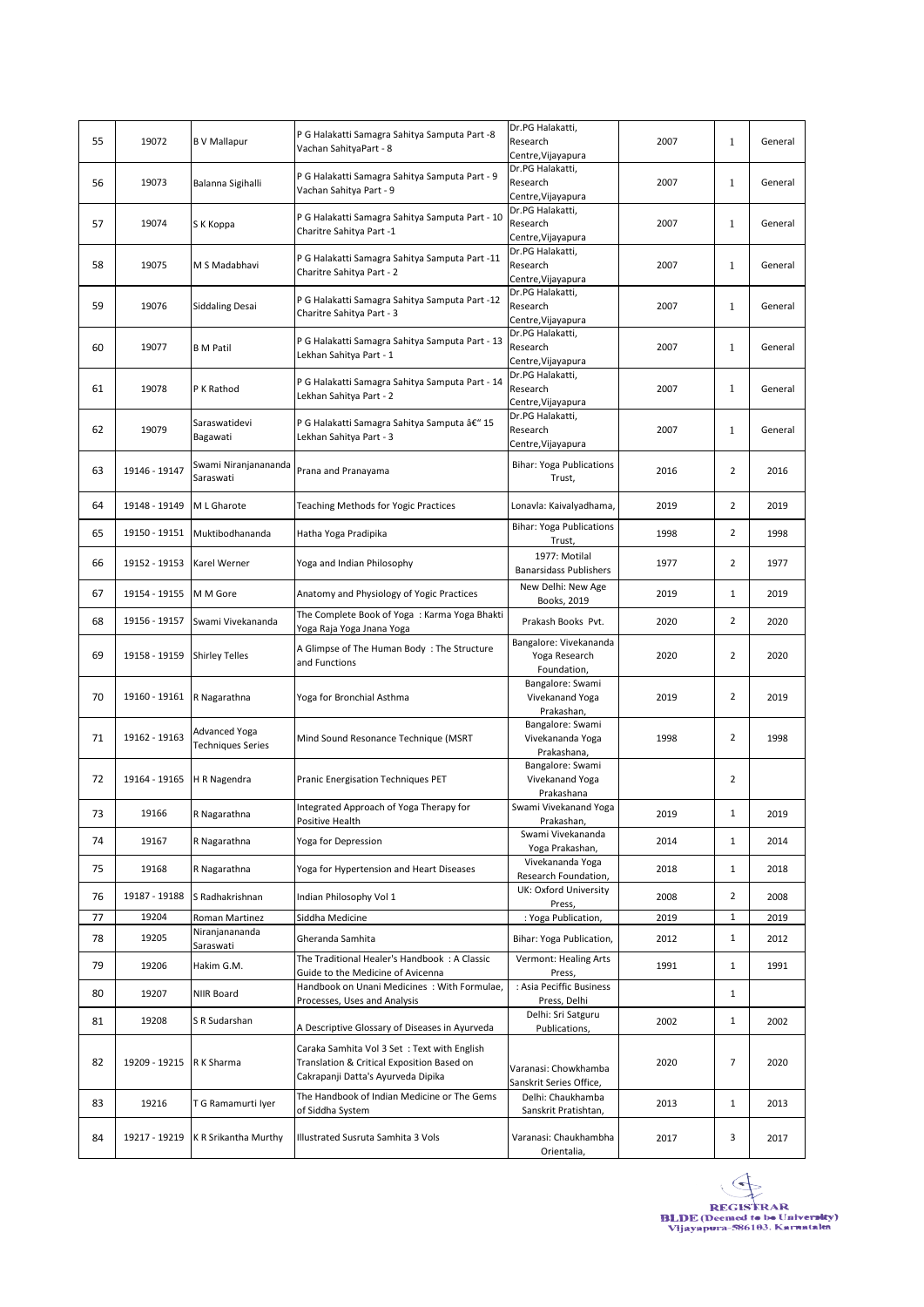| | | | | | | | |
|---|---|---|---|---|---|---|---|
| 55 | 19072 | B V Mallapur | P G Halakatti Samagra Sahitya Samputa Part -8 Vachan SahityaPart - 8 | Dr.PG Halakatti, Research Centre,Vijayapura | 2007 | 1 | General |
| 56 | 19073 | Balanna Sigihalli | P G Halakatti Samagra Sahitya Samputa Part - 9 Vachan Sahitya Part - 9 | Dr.PG Halakatti, Research Centre,Vijayapura | 2007 | 1 | General |
| 57 | 19074 | S K Koppa | P G Halakatti Samagra Sahitya Samputa Part - 10 Charitre Sahitya Part -1 | Dr.PG Halakatti, Research Centre,Vijayapura | 2007 | 1 | General |
| 58 | 19075 | M S Madabhavi | P G Halakatti Samagra Sahitya Samputa Part -11 Charitre Sahitya Part - 2 | Dr.PG Halakatti, Research Centre,Vijayapura | 2007 | 1 | General |
| 59 | 19076 | Siddaling Desai | P G Halakatti Samagra Sahitya Samputa Part -12 Charitre Sahitya Part - 3 | Dr.PG Halakatti, Research Centre,Vijayapura | 2007 | 1 | General |
| 60 | 19077 | B M Patil | P G Halakatti Samagra Sahitya Samputa Part - 13 Lekhan Sahitya Part - 1 | Dr.PG Halakatti, Research Centre,Vijayapura | 2007 | 1 | General |
| 61 | 19078 | P K Rathod | P G Halakatti Samagra Sahitya Samputa Part - 14 Lekhan Sahitya Part - 2 | Dr.PG Halakatti, Research Centre,Vijayapura | 2007 | 1 | General |
| 62 | 19079 | Saraswatidevi Bagawati | P G Halakatti Samagra Sahitya Samputa â€" 15 Lekhan Sahitya Part - 3 | Dr.PG Halakatti, Research Centre,Vijayapura | 2007 | 1 | General |
| 63 | 19146 - 19147 | Swami Niranjanananda Saraswati | Prana and Pranayama | Bihar: Yoga Publications Trust, | 2016 | 2 | 2016 |
| 64 | 19148 - 19149 | M L Gharote | Teaching Methods for Yogic Practices | Lonavla: Kaivalyadhama, | 2019 | 2 | 2019 |
| 65 | 19150 - 19151 | Muktibodhananda | Hatha Yoga Pradipika | Bihar: Yoga Publications Trust, | 1998 | 2 | 1998 |
| 66 | 19152 - 19153 | Karel Werner | Yoga and Indian Philosophy | 1977: Motilal Banarsidass Publishers | 1977 | 2 | 1977 |
| 67 | 19154 - 19155 | M M Gore | Anatomy and Physiology of Yogic Practices | New Delhi: New Age Books, 2019 | 2019 | 1 | 2019 |
| 68 | 19156 - 19157 | Swami Vivekananda | The Complete Book of Yoga : Karma Yoga Bhakti Yoga Raja Yoga Jnana Yoga | Prakash Books Pvt. | 2020 | 2 | 2020 |
| 69 | 19158 - 19159 | Shirley Telles | A Glimpse of The Human Body : The Structure and Functions | Bangalore: Vivekananda Yoga Research Foundation, | 2020 | 2 | 2020 |
| 70 | 19160 - 19161 | R Nagarathna | Yoga for Bronchial Asthma | Bangalore: Swami Vivekanand Yoga Prakashan, | 2019 | 2 | 2019 |
| 71 | 19162 - 19163 | Advanced Yoga Techniques Series | Mind Sound Resonance Technique (MSRT | Bangalore: Swami Vivekananda Yoga Prakashana, | 1998 | 2 | 1998 |
| 72 | 19164 - 19165 | H R Nagendra | Pranic Energisation Techniques PET | Bangalore: Swami Vivekanand Yoga Prakashana | | 2 | |
| 73 | 19166 | R Nagarathna | Integrated Approach of Yoga Therapy for Positive Health | Swami Vivekanand Yoga Prakashan, | 2019 | 1 | 2019 |
| 74 | 19167 | R Nagarathna | Yoga for Depression | Swami Vivekananda Yoga Prakashan, | 2014 | 1 | 2014 |
| 75 | 19168 | R Nagarathna | Yoga for Hypertension and Heart Diseases | Vivekananda Yoga Research Foundation, | 2018 | 1 | 2018 |
| 76 | 19187 - 19188 | S Radhakrishnan | Indian Philosophy Vol 1 | UK: Oxford University Press, | 2008 | 2 | 2008 |
| 77 | 19204 | Roman Martinez | Siddha Medicine | : Yoga Publication, | 2019 | 1 | 2019 |
| 78 | 19205 | Niranjanananda Saraswati | Gheranda Samhita | Bihar: Yoga Publication, | 2012 | 1 | 2012 |
| 79 | 19206 | Hakim G.M. | The Traditional Healer's Handbook : A Classic Guide to the Medicine of Avicenna | Vermont: Healing Arts Press, | 1991 | 1 | 1991 |
| 80 | 19207 | NIIR Board | Handbook on Unani Medicines : With Formulae, Processes, Uses and Analysis | : Asia Peciffic Business Press, Delhi | | 1 | |
| 81 | 19208 | S R Sudarshan | A Descriptive Glossary of Diseases in Ayurveda | Delhi: Sri Satguru Publications, | 2002 | 1 | 2002 |
| 82 | 19209 - 19215 | R K Sharma | Caraka Samhita Vol 3 Set : Text with English Translation & Critical Exposition Based on Cakrapanji Datta's Ayurveda Dipika | Varanasi: Chowkhamba Sanskrit Series Office, | 2020 | 7 | 2020 |
| 83 | 19216 | T G Ramamurti Iyer | The Handbook of Indian Medicine or The Gems of Siddha System | Delhi: Chaukhamba Sanskrit Pratishtan, | 2013 | 1 | 2013 |
| 84 | 19217 - 19219 | K R Srikantha Murthy | Illustrated Susruta Samhita 3 Vols | Varanasi: Chaukhambha Orientalia, | 2017 | 3 | 2017 |

REGISTRAR
BLDE (Deemed to be University)
Vijayapura-586103, Karnataka